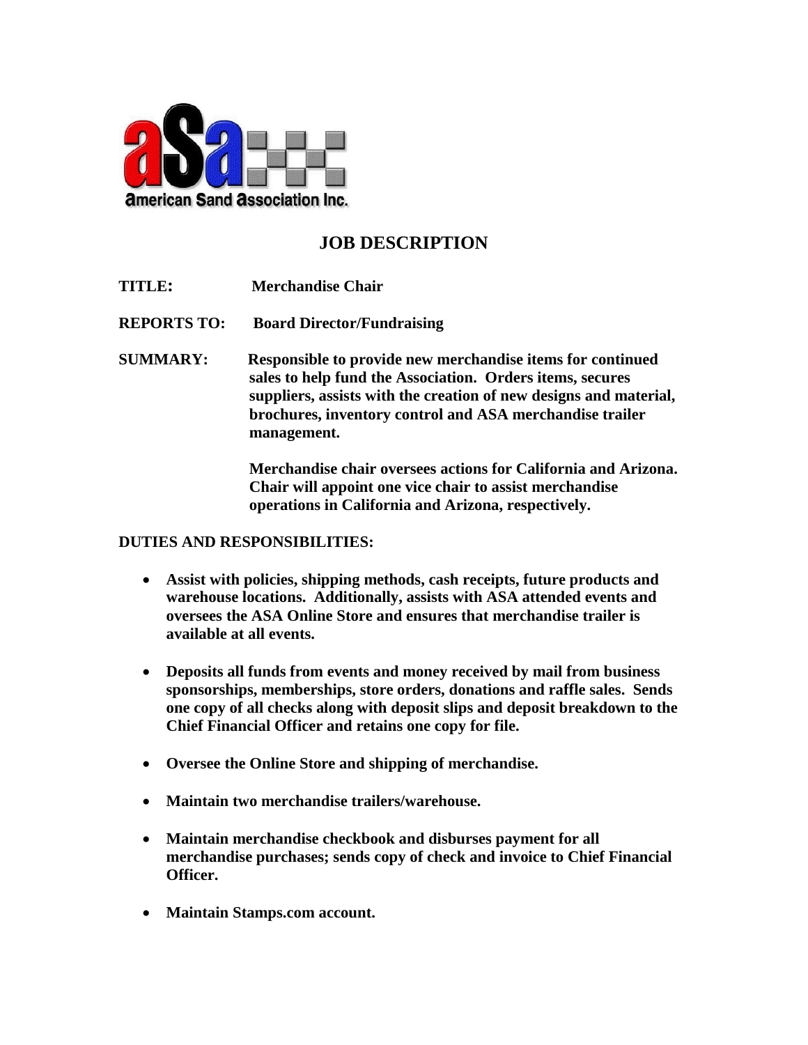American Sand Association Inc.

# JOB DESCRIPTION

**TITLE:** **Merchandise Chair**

**REPORTS TO:** **Board Director/Fundraising**

**SUMMARY:** **Responsible to provide new merchandise items for continued sales to help fund the Association. Orders items, secures suppliers, assists with the creation of new designs and material, brochures, inventory control and ASA merchandise trailer management.**

**Merchandise chair oversees actions for California and Arizona. Chair will appoint one vice chair to assist merchandise operations in California and Arizona, respectively.**

**DUTIES AND RESPONSIBILITIES:**

- **Assist with policies, shipping methods, cash receipts, future products and warehouse locations. Additionally, assists with ASA attended events and oversees the ASA Online Store and ensures that merchandise trailer is available at all events.**
- **Deposits all funds from events and money received by mail from business sponsorships, memberships, store orders, donations and raffle sales. Sends one copy of all checks along with deposit slips and deposit breakdown to the Chief Financial Officer and retains one copy for file.**
- **Oversee the Online Store and shipping of merchandise.**
- **Maintain two merchandise trailers/warehouse.**
- **Maintain merchandise checkbook and disburses payment for all merchandise purchases; sends copy of check and invoice to Chief Financial Officer.**
- **Maintain Stamps.com account.**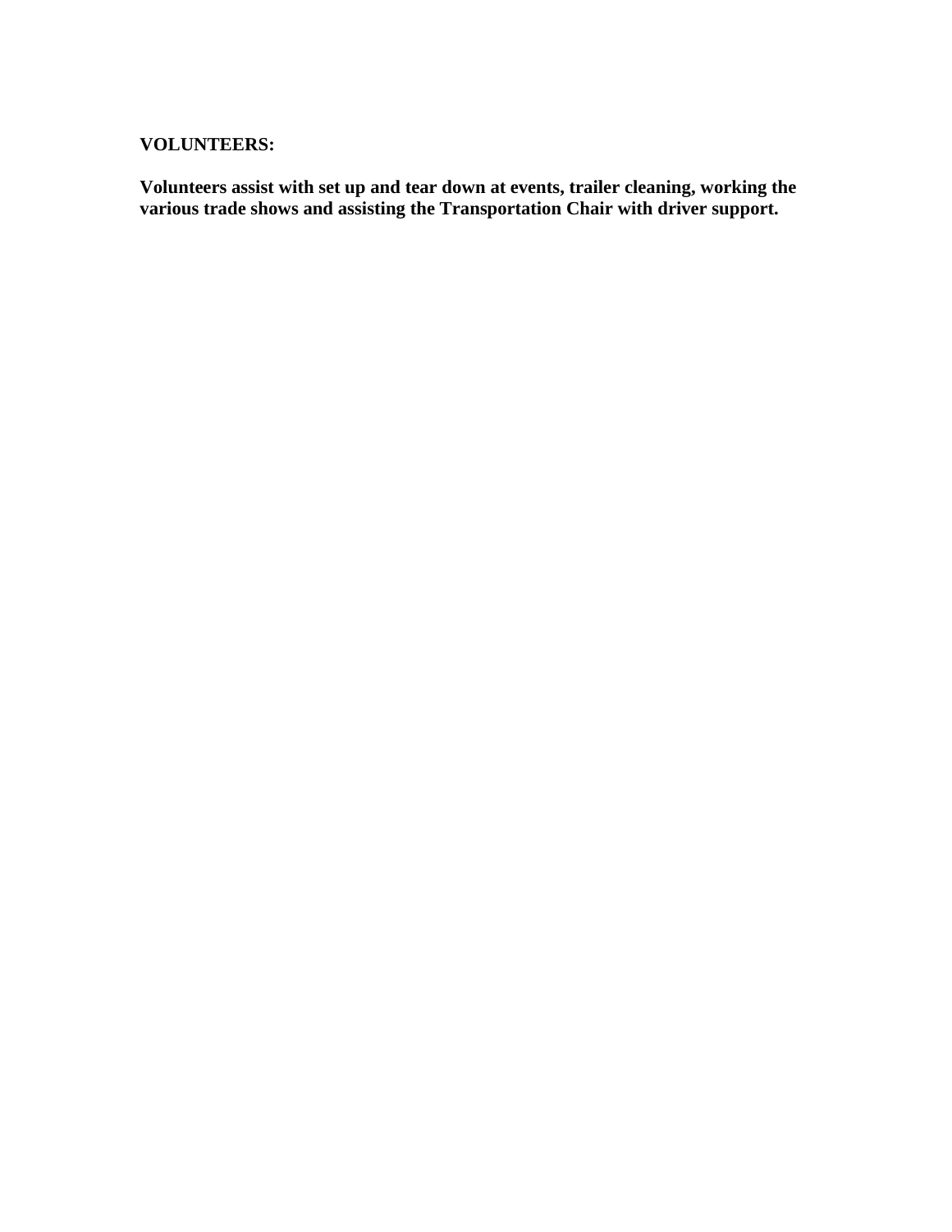**VOLUNTEERS:**

**Volunteers assist with set up and tear down at events, trailer cleaning, working the various trade shows and assisting the Transportation Chair with driver support.**